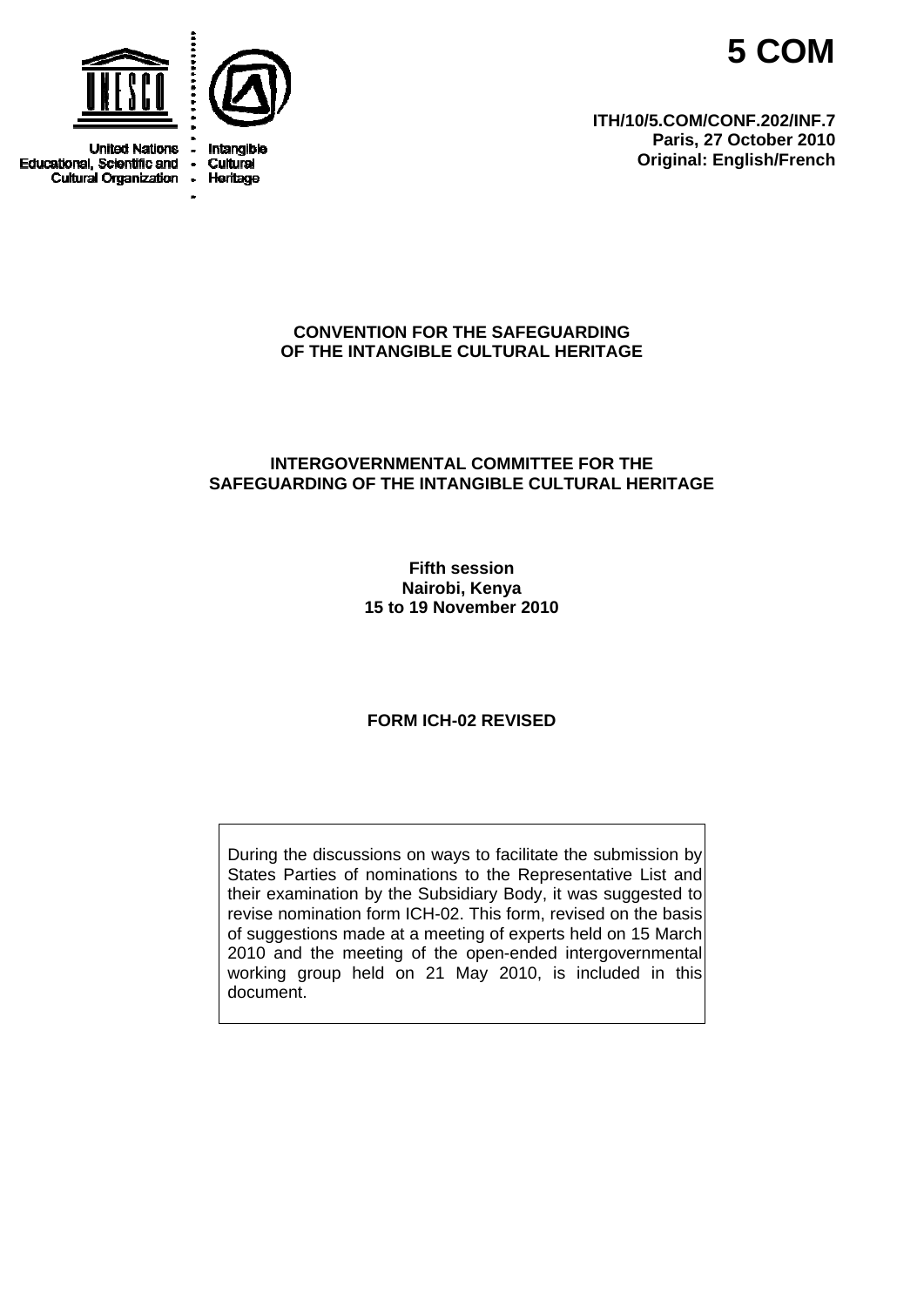United Nations Educational, Scientific and Cultural Organization

Intangible Cultural Heritage

# 5 COM

**ITH/10/5.COM/CONF.202/INF.7**
**Paris, 27 October 2010**
**Original: English/French**

**CONVENTION FOR THE SAFEGUARDING OF THE INTANGIBLE CULTURAL HERITAGE**

**INTERGOVERNMENTAL COMMITTEE FOR THE SAFEGUARDING OF THE INTANGIBLE CULTURAL HERITAGE**

**Fifth session**
**Nairobi, Kenya**
**15 to 19 November 2010**

**FORM ICH-02 REVISED**

During the discussions on ways to facilitate the submission by States Parties of nominations to the Representative List and their examination by the Subsidiary Body, it was suggested to revise nomination form ICH-02. This form, revised on the basis of suggestions made at a meeting of experts held on 15 March 2010 and the meeting of the open-ended intergovernmental working group held on 21 May 2010, is included in this document.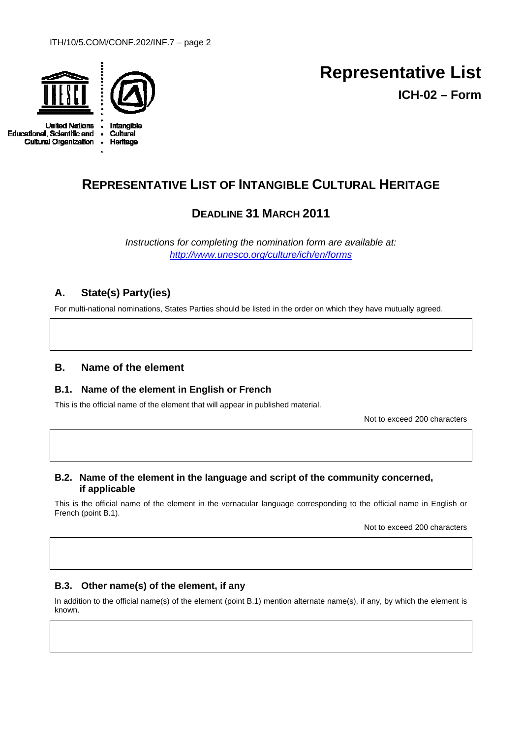United Nations Educational, Scientific and Cultural Organization • Intangible Cultural Heritage

# Representative List

**ICH-02 – Form**

## REPRESENTATIVE LIST OF INTANGIBLE CULTURAL HERITAGE

### DEADLINE 31 MARCH 2011

*Instructions for completing the nomination form are available at:* *http://www.unesco.org/culture/ich/en/forms*

## A. State(s) Party(ies)

For multi-national nominations, States Parties should be listed in the order on which they have mutually agreed.

## B. Name of the element

### B.1. Name of the element in English or French

This is the official name of the element that will appear in published material.

Not to exceed 200 characters

### B.2. Name of the element in the language and script of the community concerned, if applicable

This is the official name of the element in the vernacular language corresponding to the official name in English or French (point B.1).

Not to exceed 200 characters

### B.3. Other name(s) of the element, if any

In addition to the official name(s) of the element (point B.1) mention alternate name(s), if any, by which the element is known.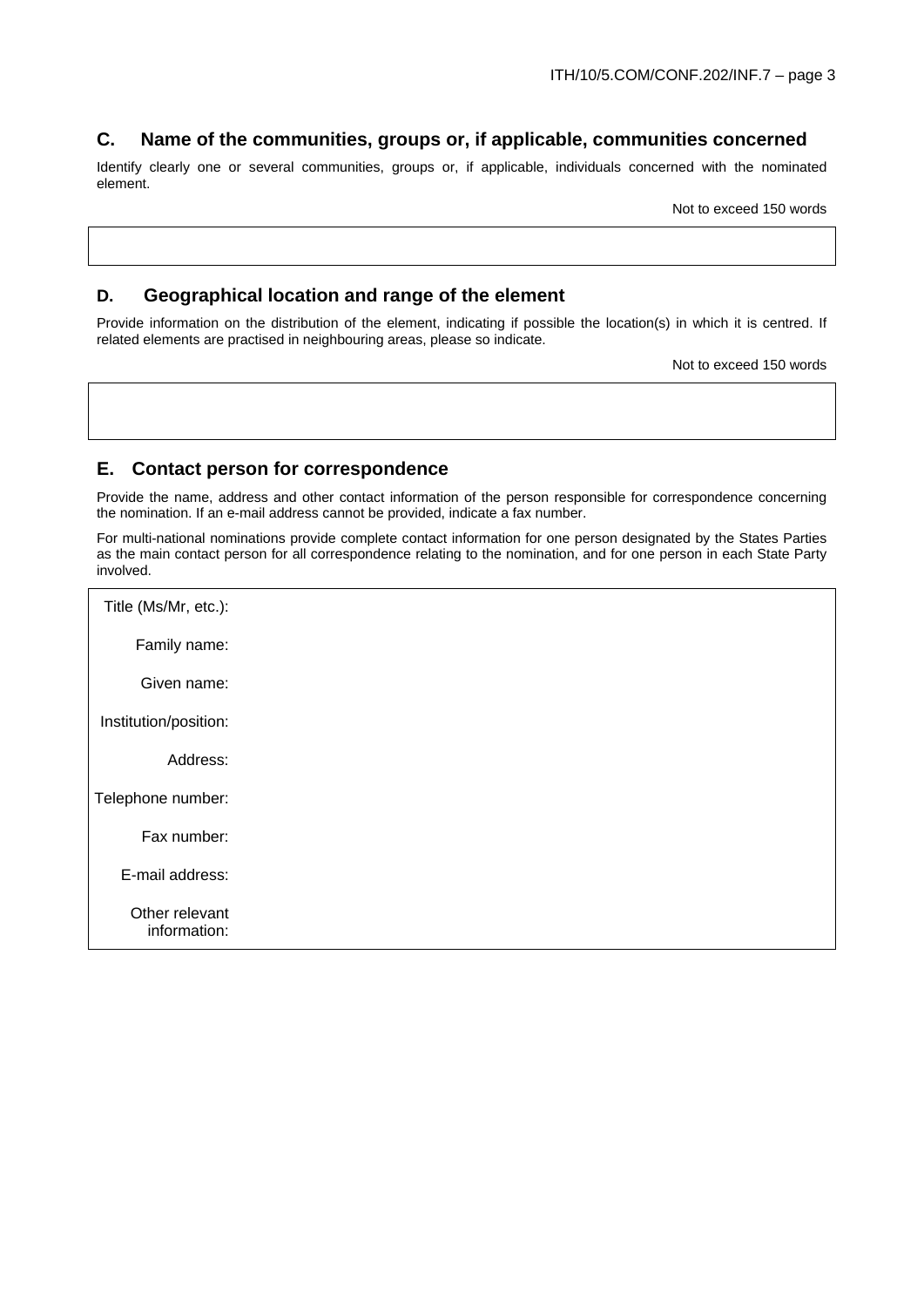## C. Name of the communities, groups or, if applicable, communities concerned

Identify clearly one or several communities, groups or, if applicable, individuals concerned with the nominated element.

Not to exceed 150 words

| |
|---|
| |

## D. Geographical location and range of the element

Provide information on the distribution of the element, indicating if possible the location(s) in which it is centred. If related elements are practised in neighbouring areas, please so indicate.

Not to exceed 150 words

| |
|---|
| |

## E. Contact person for correspondence

Provide the name, address and other contact information of the person responsible for correspondence concerning the nomination. If an e-mail address cannot be provided, indicate a fax number.

For multi-national nominations provide complete contact information for one person designated by the States Parties as the main contact person for all correspondence relating to the nomination, and for one person in each State Party involved.

| | |
|---|---|
| Title (Ms/Mr, etc.): | |
| Family name: | |
| Given name: | |
| Institution/position: | |
| Address: | |
| Telephone number: | |
| Fax number: | |
| E-mail address: | |
| Other relevant information: | |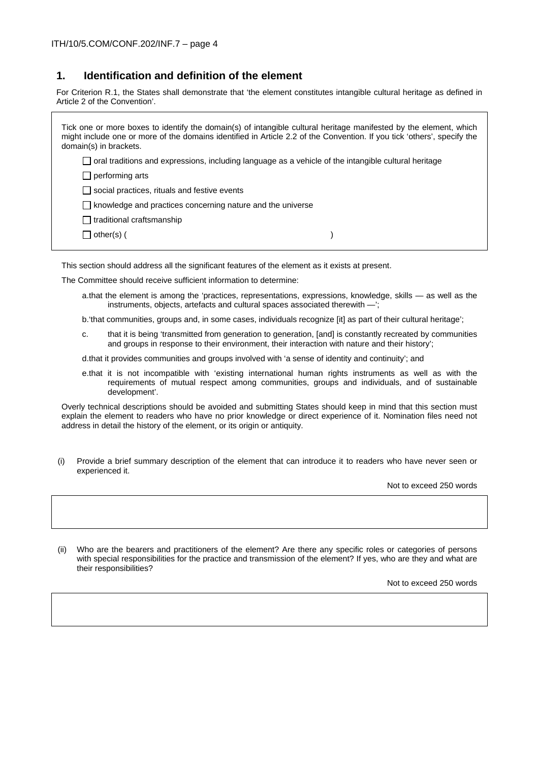## 1. Identification and definition of the element

For Criterion R.1, the States shall demonstrate that 'the element constitutes intangible cultural heritage as defined in Article 2 of the Convention'.

Tick one or more boxes to identify the domain(s) of intangible cultural heritage manifested by the element, which might include one or more of the domains identified in Article 2.2 of the Convention. If you tick 'others', specify the domain(s) in brackets.

- ☐ oral traditions and expressions, including language as a vehicle of the intangible cultural heritage
- ☐ performing arts
- ☐ social practices, rituals and festive events
- ☐ knowledge and practices concerning nature and the universe
- ☐ traditional craftsmanship
- ☐ other(s) ( )

This section should address all the significant features of the element as it exists at present.

The Committee should receive sufficient information to determine:

a. that the element is among the 'practices, representations, expressions, knowledge, skills — as well as the instruments, objects, artefacts and cultural spaces associated therewith —';

b. 'that communities, groups and, in some cases, individuals recognize [it] as part of their cultural heritage';

c. that it is being 'transmitted from generation to generation, [and] is constantly recreated by communities and groups in response to their environment, their interaction with nature and their history';

d. that it provides communities and groups involved with 'a sense of identity and continuity'; and

e. that it is not incompatible with 'existing international human rights instruments as well as with the requirements of mutual respect among communities, groups and individuals, and of sustainable development'.

Overly technical descriptions should be avoided and submitting States should keep in mind that this section must explain the element to readers who have no prior knowledge or direct experience of it. Nomination files need not address in detail the history of the element, or its origin or antiquity.

(i) Provide a brief summary description of the element that can introduce it to readers who have never seen or experienced it.

Not to exceed 250 words

(ii) Who are the bearers and practitioners of the element? Are there any specific roles or categories of persons with special responsibilities for the practice and transmission of the element? If yes, who are they and what are their responsibilities?

Not to exceed 250 words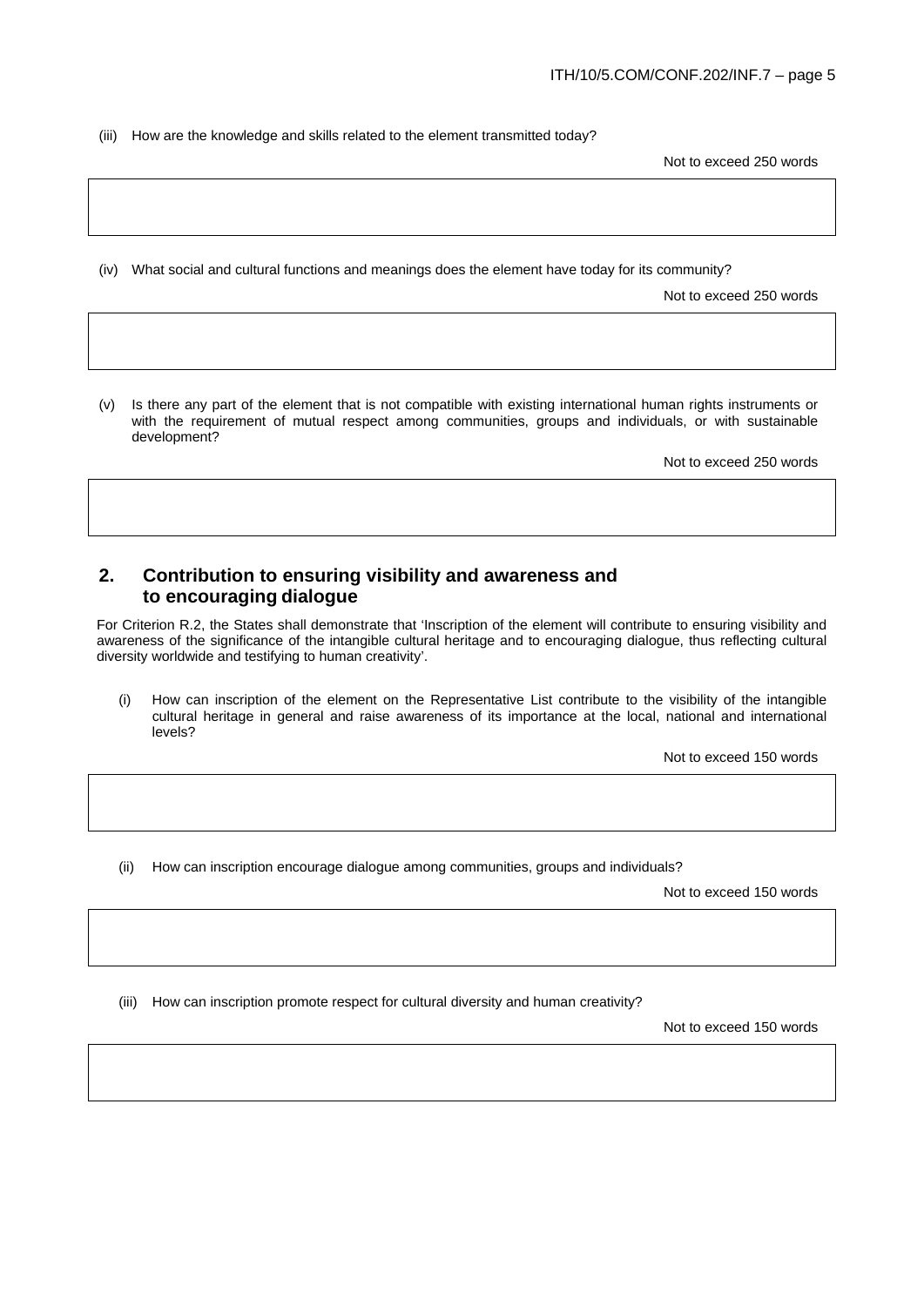(iii) How are the knowledge and skills related to the element transmitted today?

Not to exceed 250 words

(iv) What social and cultural functions and meanings does the element have today for its community?

Not to exceed 250 words

(v) Is there any part of the element that is not compatible with existing international human rights instruments or with the requirement of mutual respect among communities, groups and individuals, or with sustainable development?

Not to exceed 250 words

## 2. Contribution to ensuring visibility and awareness and to encouraging dialogue

For Criterion R.2, the States shall demonstrate that 'Inscription of the element will contribute to ensuring visibility and awareness of the significance of the intangible cultural heritage and to encouraging dialogue, thus reflecting cultural diversity worldwide and testifying to human creativity'.

(i) How can inscription of the element on the Representative List contribute to the visibility of the intangible cultural heritage in general and raise awareness of its importance at the local, national and international levels?

Not to exceed 150 words

(ii) How can inscription encourage dialogue among communities, groups and individuals?

Not to exceed 150 words

(iii) How can inscription promote respect for cultural diversity and human creativity?

Not to exceed 150 words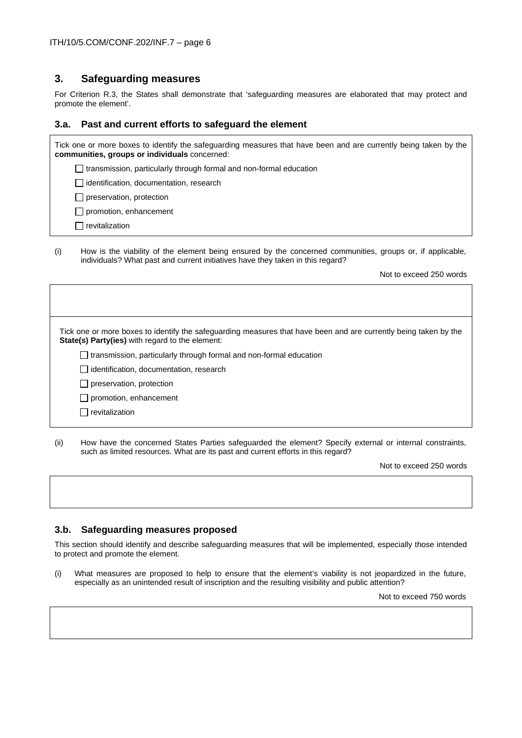## 3. Safeguarding measures

For Criterion R.3, the States shall demonstrate that 'safeguarding measures are elaborated that may protect and promote the element'.

### 3.a. Past and current efforts to safeguard the element

Tick one or more boxes to identify the safeguarding measures that have been and are currently being taken by the **communities, groups or individuals** concerned:

- ☐ transmission, particularly through formal and non-formal education
- ☐ identification, documentation, research
- ☐ preservation, protection
- ☐ promotion, enhancement
- ☐ revitalization

(i) How is the viability of the element being ensured by the concerned communities, groups or, if applicable, individuals? What past and current initiatives have they taken in this regard?

Not to exceed 250 words

Tick one or more boxes to identify the safeguarding measures that have been and are currently being taken by the **State(s) Party(ies)** with regard to the element:

- ☐ transmission, particularly through formal and non-formal education
- ☐ identification, documentation, research
- ☐ preservation, protection
- ☐ promotion, enhancement
- ☐ revitalization

(ii) How have the concerned States Parties safeguarded the element? Specify external or internal constraints, such as limited resources. What are its past and current efforts in this regard?

Not to exceed 250 words

### 3.b. Safeguarding measures proposed

This section should identify and describe safeguarding measures that will be implemented, especially those intended to protect and promote the element.

(i) What measures are proposed to help to ensure that the element's viability is not jeopardized in the future, especially as an unintended result of inscription and the resulting visibility and public attention?

Not to exceed 750 words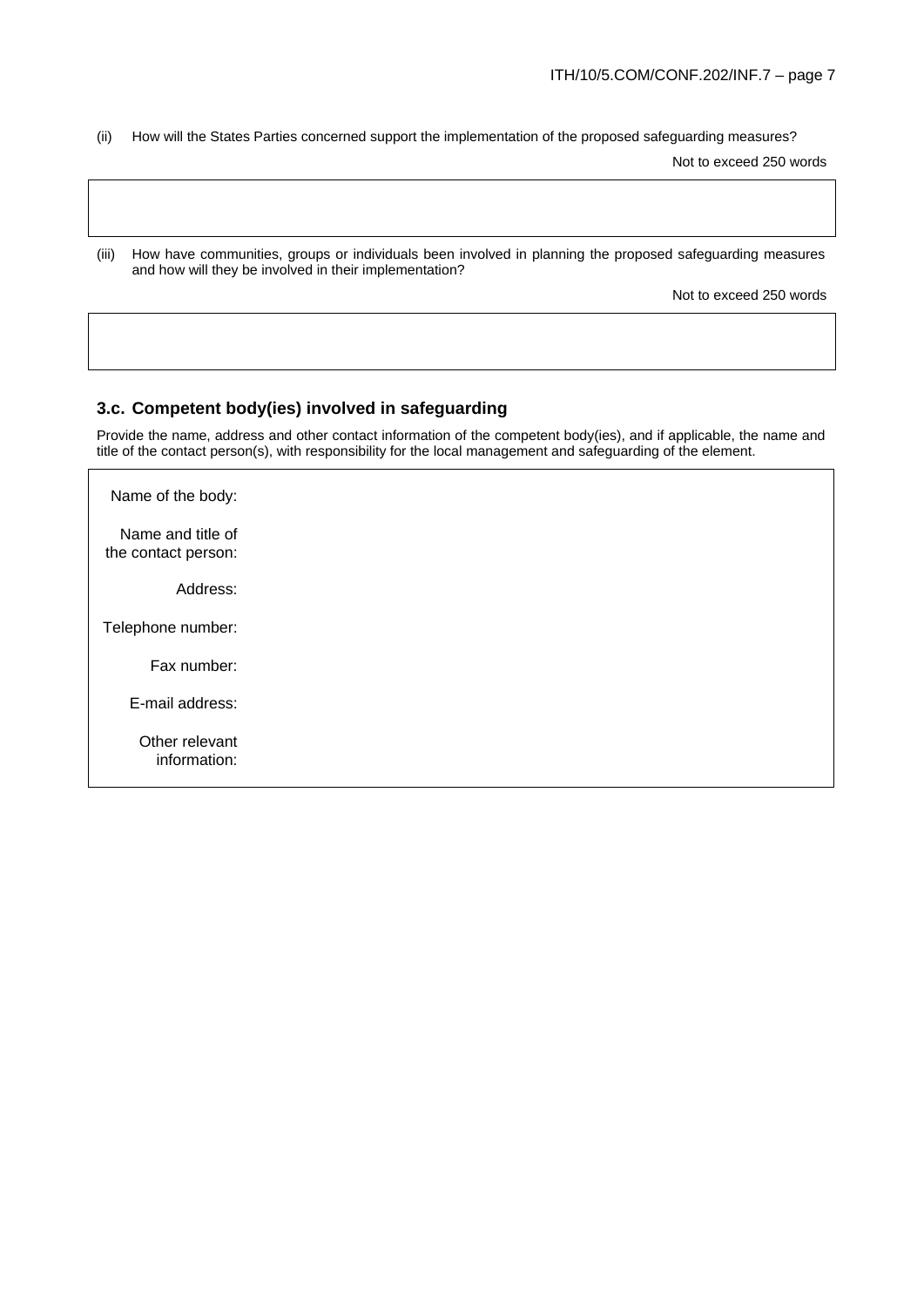(ii) How will the States Parties concerned support the implementation of the proposed safeguarding measures?

Not to exceed 250 words

| |
|---|
| |

(iii) How have communities, groups or individuals been involved in planning the proposed safeguarding measures and how will they be involved in their implementation?

Not to exceed 250 words

| |
|---|
| |

### 3.c. Competent body(ies) involved in safeguarding

Provide the name, address and other contact information of the competent body(ies), and if applicable, the name and title of the contact person(s), with responsibility for the local management and safeguarding of the element.

| | |
|---|---|
| Name of the body: | |
| Name and title of the contact person: | |
| Address: | |
| Telephone number: | |
| Fax number: | |
| E-mail address: | |
| Other relevant information: | |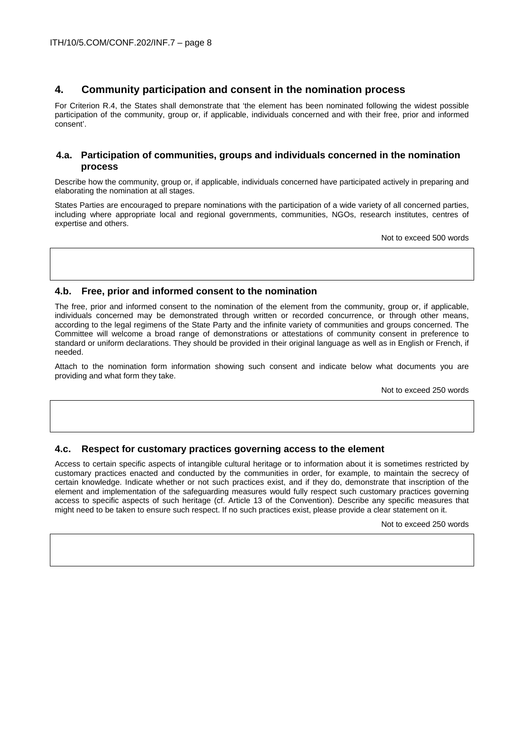## 4. Community participation and consent in the nomination process

For Criterion R.4, the States shall demonstrate that 'the element has been nominated following the widest possible participation of the community, group or, if applicable, individuals concerned and with their free, prior and informed consent'.

### 4.a. Participation of communities, groups and individuals concerned in the nomination process

Describe how the community, group or, if applicable, individuals concerned have participated actively in preparing and elaborating the nomination at all stages.

States Parties are encouraged to prepare nominations with the participation of a wide variety of all concerned parties, including where appropriate local and regional governments, communities, NGOs, research institutes, centres of expertise and others.

Not to exceed 500 words

### 4.b. Free, prior and informed consent to the nomination

The free, prior and informed consent to the nomination of the element from the community, group or, if applicable, individuals concerned may be demonstrated through written or recorded concurrence, or through other means, according to the legal regimens of the State Party and the infinite variety of communities and groups concerned. The Committee will welcome a broad range of demonstrations or attestations of community consent in preference to standard or uniform declarations. They should be provided in their original language as well as in English or French, if needed.

Attach to the nomination form information showing such consent and indicate below what documents you are providing and what form they take.

Not to exceed 250 words

### 4.c. Respect for customary practices governing access to the element

Access to certain specific aspects of intangible cultural heritage or to information about it is sometimes restricted by customary practices enacted and conducted by the communities in order, for example, to maintain the secrecy of certain knowledge. Indicate whether or not such practices exist, and if they do, demonstrate that inscription of the element and implementation of the safeguarding measures would fully respect such customary practices governing access to specific aspects of such heritage (cf. Article 13 of the Convention). Describe any specific measures that might need to be taken to ensure such respect. If no such practices exist, please provide a clear statement on it.

Not to exceed 250 words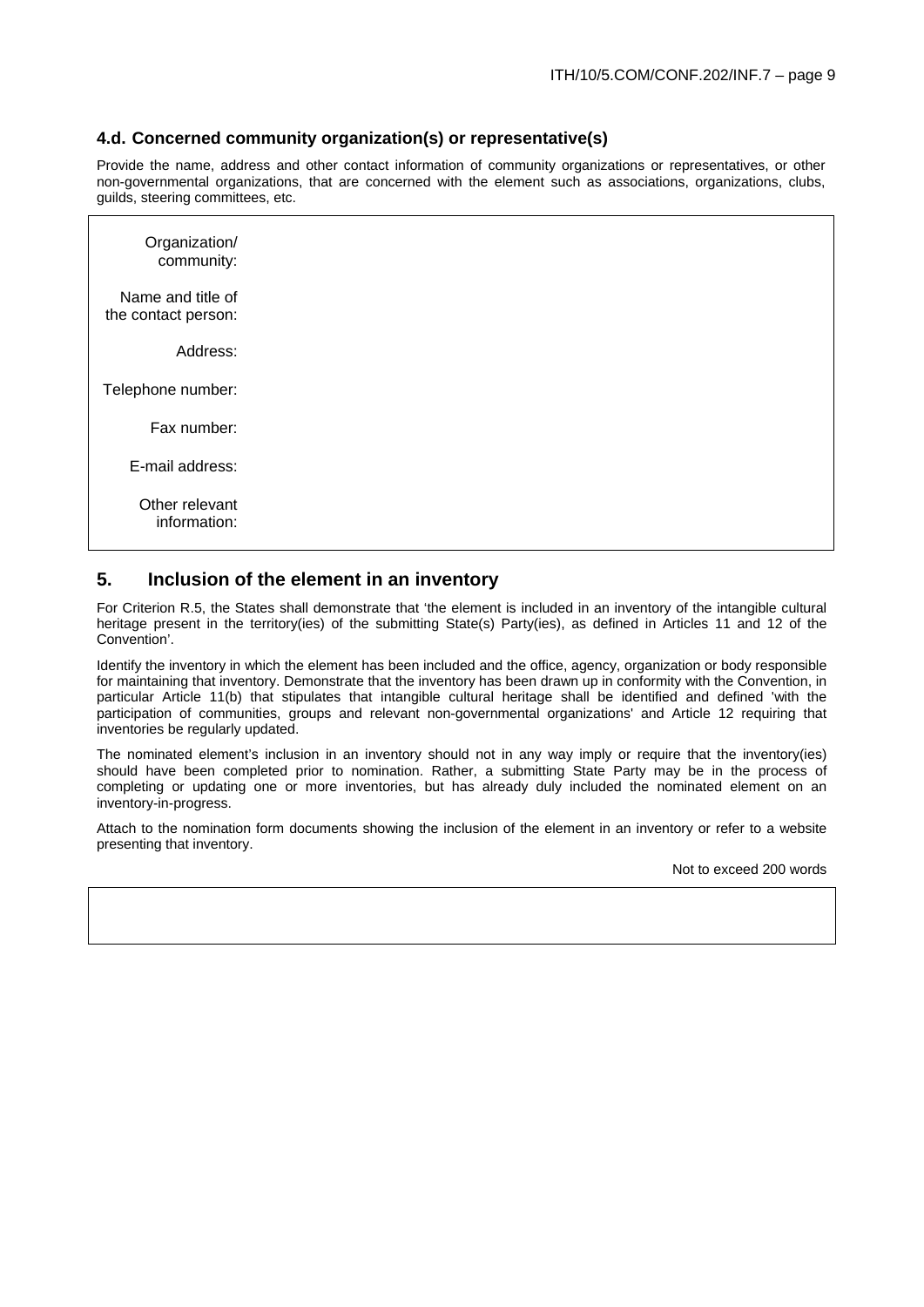### 4.d. Concerned community organization(s) or representative(s)

Provide the name, address and other contact information of community organizations or representatives, or other non-governmental organizations, that are concerned with the element such as associations, organizations, clubs, guilds, steering committees, etc.

| | |
|---|---|
| Organization/ community: | |
| Name and title of the contact person: | |
| Address: | |
| Telephone number: | |
| Fax number: | |
| E-mail address: | |
| Other relevant information: | |

## 5. Inclusion of the element in an inventory

For Criterion R.5, the States shall demonstrate that 'the element is included in an inventory of the intangible cultural heritage present in the territory(ies) of the submitting State(s) Party(ies), as defined in Articles 11 and 12 of the Convention'.

Identify the inventory in which the element has been included and the office, agency, organization or body responsible for maintaining that inventory. Demonstrate that the inventory has been drawn up in conformity with the Convention, in particular Article 11(b) that stipulates that intangible cultural heritage shall be identified and defined 'with the participation of communities, groups and relevant non-governmental organizations' and Article 12 requiring that inventories be regularly updated.

The nominated element's inclusion in an inventory should not in any way imply or require that the inventory(ies) should have been completed prior to nomination. Rather, a submitting State Party may be in the process of completing or updating one or more inventories, but has already duly included the nominated element on an inventory-in-progress.

Attach to the nomination form documents showing the inclusion of the element in an inventory or refer to a website presenting that inventory.

Not to exceed 200 words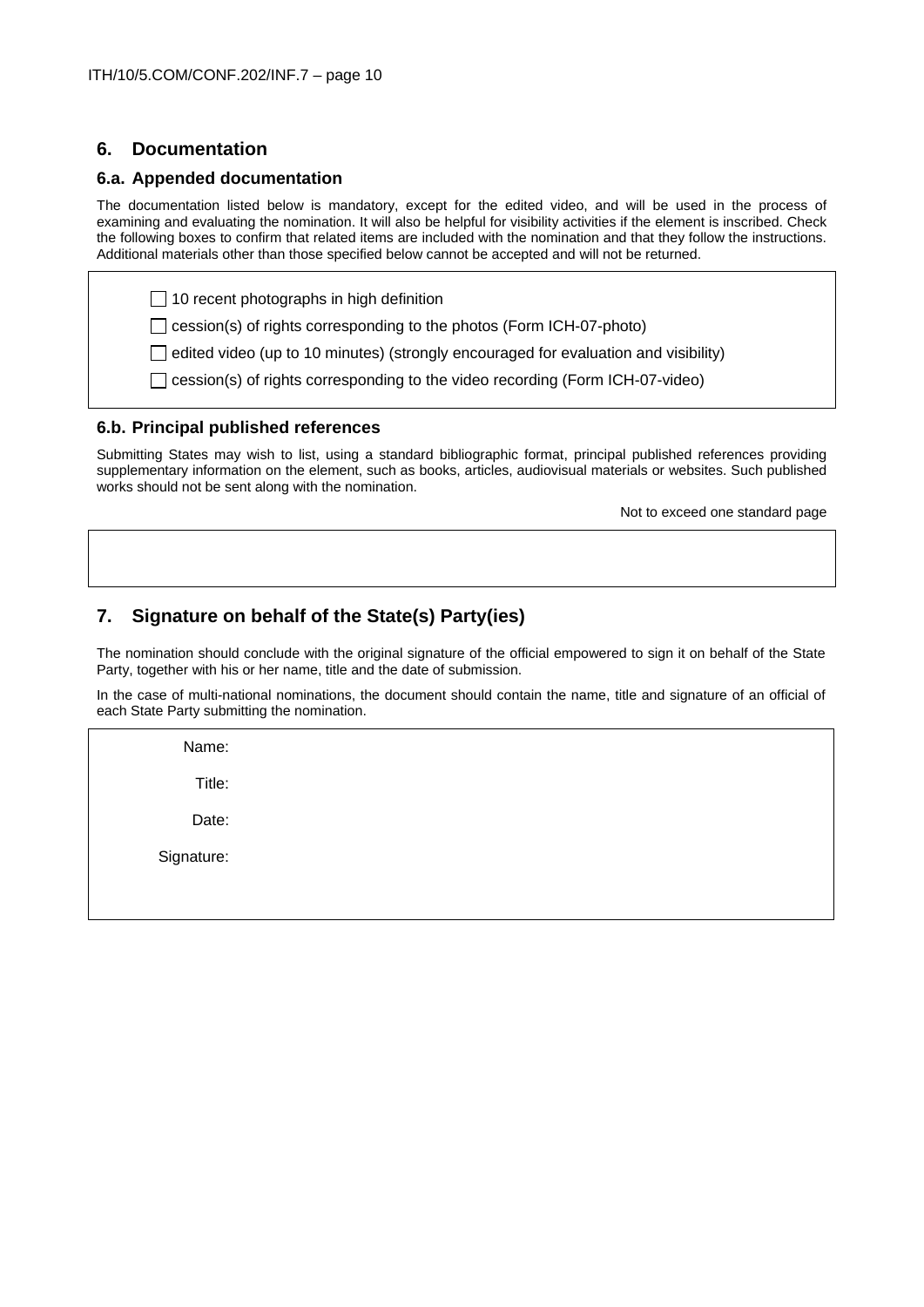## 6. Documentation

### 6.a. Appended documentation

The documentation listed below is mandatory, except for the edited video, and will be used in the process of examining and evaluating the nomination. It will also be helpful for visibility activities if the element is inscribed. Check the following boxes to confirm that related items are included with the nomination and that they follow the instructions. Additional materials other than those specified below cannot be accepted and will not be returned.

- ☐ 10 recent photographs in high definition
- ☐ cession(s) of rights corresponding to the photos (Form ICH-07-photo)
- ☐ edited video (up to 10 minutes) (strongly encouraged for evaluation and visibility)
- ☐ cession(s) of rights corresponding to the video recording (Form ICH-07-video)

### 6.b. Principal published references

Submitting States may wish to list, using a standard bibliographic format, principal published references providing supplementary information on the element, such as books, articles, audiovisual materials or websites. Such published works should not be sent along with the nomination.

Not to exceed one standard page

## 7. Signature on behalf of the State(s) Party(ies)

The nomination should conclude with the original signature of the official empowered to sign it on behalf of the State Party, together with his or her name, title and the date of submission.

In the case of multi-national nominations, the document should contain the name, title and signature of an official of each State Party submitting the nomination.

Name:

Title:

Date:

Signature: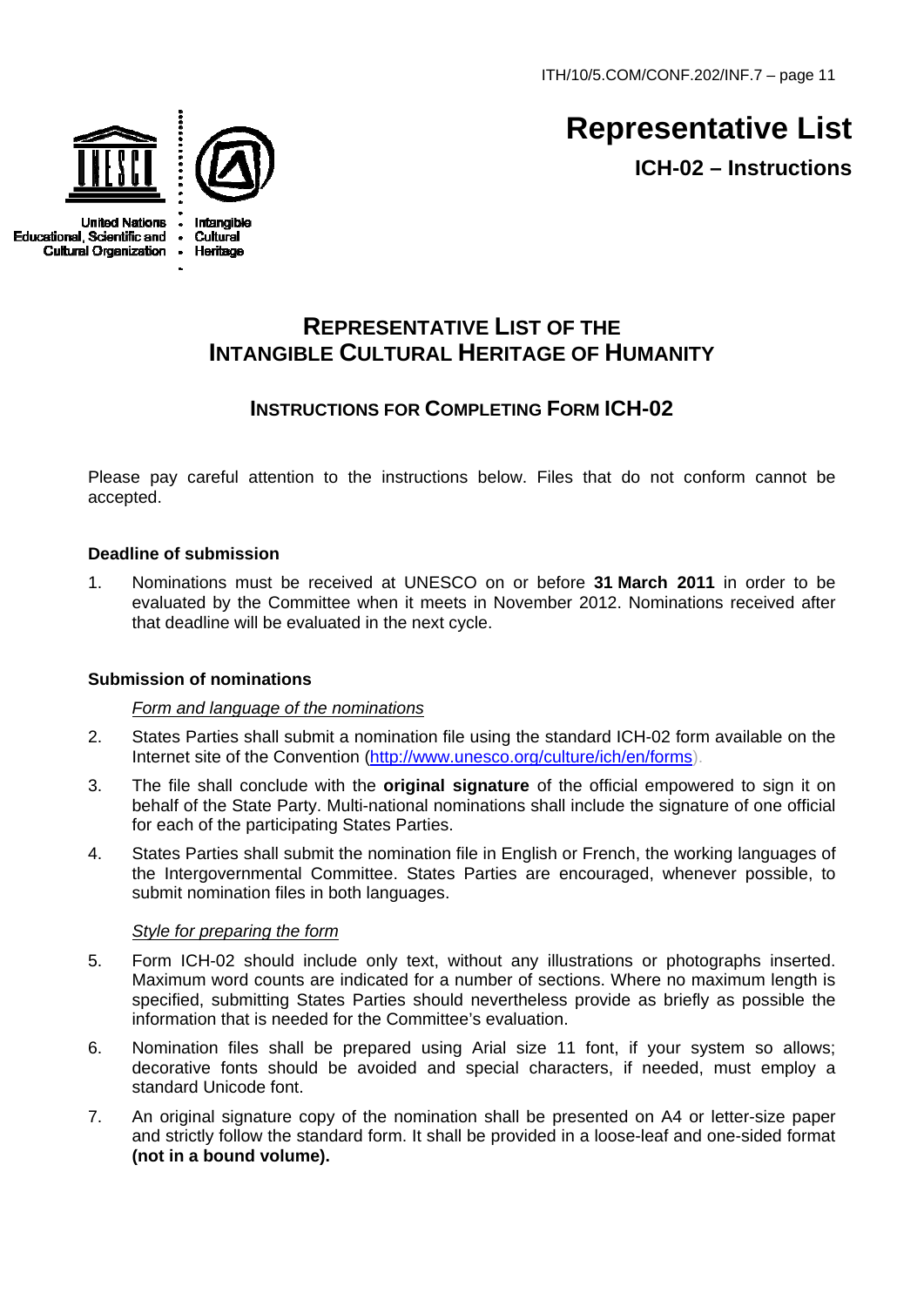United Nations Educational, Scientific and Cultural Organization • Intangible Cultural Heritage

# Representative List

**ICH-02 – Instructions**

## REPRESENTATIVE LIST OF THE INTANGIBLE CULTURAL HERITAGE OF HUMANITY

### INSTRUCTIONS FOR COMPLETING FORM ICH-02

Please pay careful attention to the instructions below. Files that do not conform cannot be accepted.

**Deadline of submission**

1. Nominations must be received at UNESCO on or before **31 March 2011** in order to be evaluated by the Committee when it meets in November 2012. Nominations received after that deadline will be evaluated in the next cycle.

**Submission of nominations**

*Form and language of the nominations*

2. States Parties shall submit a nomination file using the standard ICH-02 form available on the Internet site of the Convention (http://www.unesco.org/culture/ich/en/forms).

3. The file shall conclude with the **original signature** of the official empowered to sign it on behalf of the State Party. Multi-national nominations shall include the signature of one official for each of the participating States Parties.

4. States Parties shall submit the nomination file in English or French, the working languages of the Intergovernmental Committee. States Parties are encouraged, whenever possible, to submit nomination files in both languages.

*Style for preparing the form*

5. Form ICH-02 should include only text, without any illustrations or photographs inserted. Maximum word counts are indicated for a number of sections. Where no maximum length is specified, submitting States Parties should nevertheless provide as briefly as possible the information that is needed for the Committee's evaluation.

6. Nomination files shall be prepared using Arial size 11 font, if your system so allows; decorative fonts should be avoided and special characters, if needed, must employ a standard Unicode font.

7. An original signature copy of the nomination shall be presented on A4 or letter-size paper and strictly follow the standard form. It shall be provided in a loose-leaf and one-sided format **(not in a bound volume).**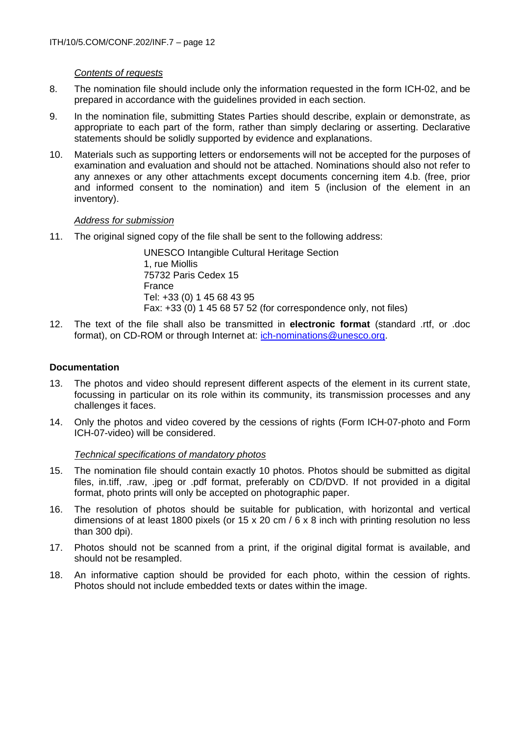*Contents of requests*

8. The nomination file should include only the information requested in the form ICH-02, and be prepared in accordance with the guidelines provided in each section.

9. In the nomination file, submitting States Parties should describe, explain or demonstrate, as appropriate to each part of the form, rather than simply declaring or asserting. Declarative statements should be solidly supported by evidence and explanations.

10. Materials such as supporting letters or endorsements will not be accepted for the purposes of examination and evaluation and should not be attached. Nominations should also not refer to any annexes or any other attachments except documents concerning item 4.b. (free, prior and informed consent to the nomination) and item 5 (inclusion of the element in an inventory).

*Address for submission*

11. The original signed copy of the file shall be sent to the following address:

    UNESCO Intangible Cultural Heritage Section
    1, rue Miollis
    75732 Paris Cedex 15
    France
    Tel: +33 (0) 1 45 68 43 95
    Fax: +33 (0) 1 45 68 57 52 (for correspondence only, not files)

12. The text of the file shall also be transmitted in **electronic format** (standard .rtf, or .doc format), on CD-ROM or through Internet at: ich-nominations@unesco.org.

**Documentation**

13. The photos and video should represent different aspects of the element in its current state, focussing in particular on its role within its community, its transmission processes and any challenges it faces.

14. Only the photos and video covered by the cessions of rights (Form ICH-07-photo and Form ICH-07-video) will be considered.

*Technical specifications of mandatory photos*

15. The nomination file should contain exactly 10 photos. Photos should be submitted as digital files, in.tiff, .raw, .jpeg or .pdf format, preferably on CD/DVD. If not provided in a digital format, photo prints will only be accepted on photographic paper.

16. The resolution of photos should be suitable for publication, with horizontal and vertical dimensions of at least 1800 pixels (or 15 x 20 cm / 6 x 8 inch with printing resolution no less than 300 dpi).

17. Photos should not be scanned from a print, if the original digital format is available, and should not be resampled.

18. An informative caption should be provided for each photo, within the cession of rights. Photos should not include embedded texts or dates within the image.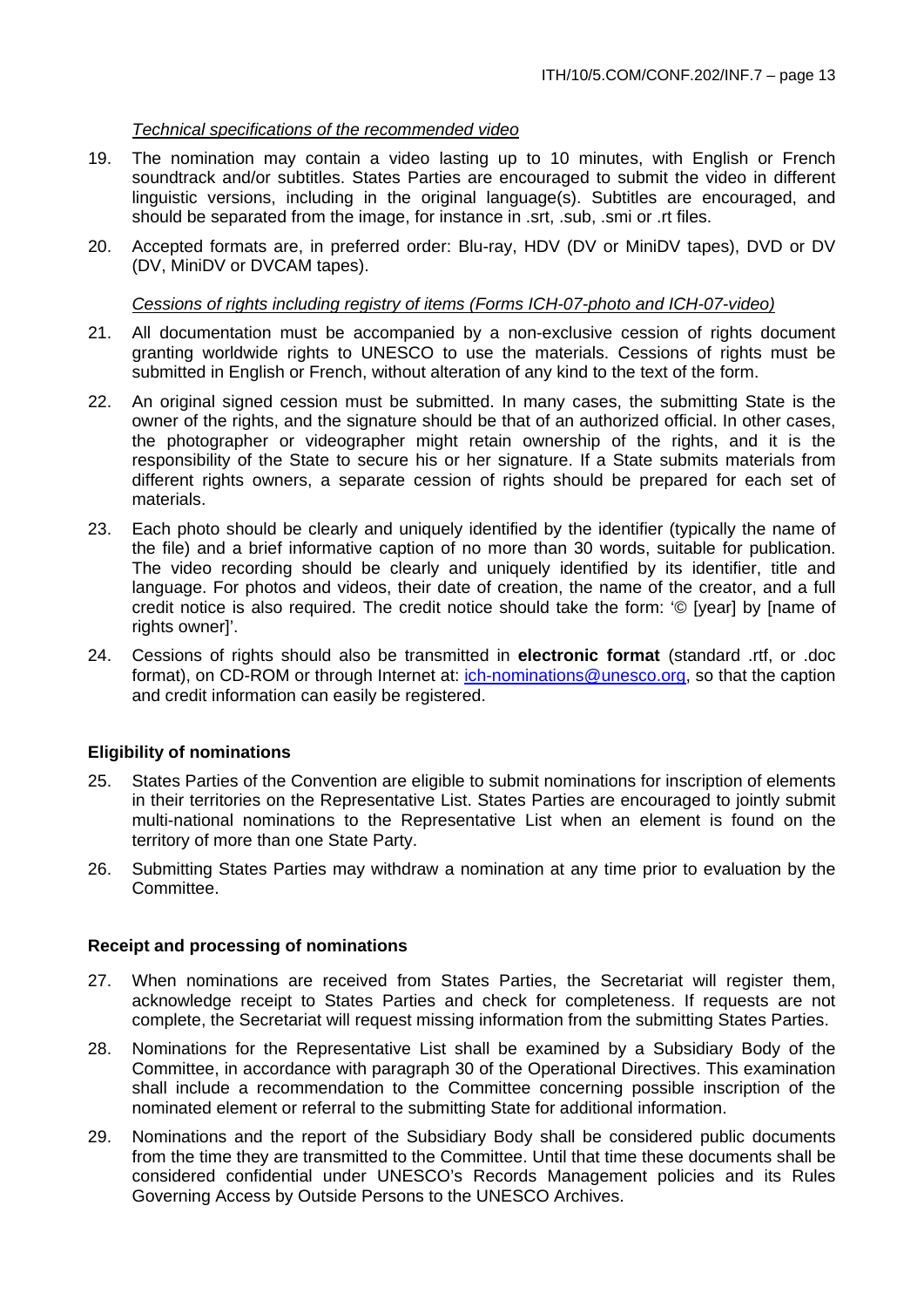*Technical specifications of the recommended video*

19. The nomination may contain a video lasting up to 10 minutes, with English or French soundtrack and/or subtitles. States Parties are encouraged to submit the video in different linguistic versions, including in the original language(s). Subtitles are encouraged, and should be separated from the image, for instance in .srt, .sub, .smi or .rt files.

20. Accepted formats are, in preferred order: Blu-ray, HDV (DV or MiniDV tapes), DVD or DV (DV, MiniDV or DVCAM tapes).

*Cessions of rights including registry of items (Forms ICH-07-photo and ICH-07-video)*

21. All documentation must be accompanied by a non-exclusive cession of rights document granting worldwide rights to UNESCO to use the materials. Cessions of rights must be submitted in English or French, without alteration of any kind to the text of the form.

22. An original signed cession must be submitted. In many cases, the submitting State is the owner of the rights, and the signature should be that of an authorized official. In other cases, the photographer or videographer might retain ownership of the rights, and it is the responsibility of the State to secure his or her signature. If a State submits materials from different rights owners, a separate cession of rights should be prepared for each set of materials.

23. Each photo should be clearly and uniquely identified by the identifier (typically the name of the file) and a brief informative caption of no more than 30 words, suitable for publication. The video recording should be clearly and uniquely identified by its identifier, title and language. For photos and videos, their date of creation, the name of the creator, and a full credit notice is also required. The credit notice should take the form: '© [year] by [name of rights owner]'.

24. Cessions of rights should also be transmitted in **electronic format** (standard .rtf, or .doc format), on CD-ROM or through Internet at: ich-nominations@unesco.org, so that the caption and credit information can easily be registered.

**Eligibility of nominations**

25. States Parties of the Convention are eligible to submit nominations for inscription of elements in their territories on the Representative List. States Parties are encouraged to jointly submit multi-national nominations to the Representative List when an element is found on the territory of more than one State Party.

26. Submitting States Parties may withdraw a nomination at any time prior to evaluation by the Committee.

**Receipt and processing of nominations**

27. When nominations are received from States Parties, the Secretariat will register them, acknowledge receipt to States Parties and check for completeness. If requests are not complete, the Secretariat will request missing information from the submitting States Parties.

28. Nominations for the Representative List shall be examined by a Subsidiary Body of the Committee, in accordance with paragraph 30 of the Operational Directives. This examination shall include a recommendation to the Committee concerning possible inscription of the nominated element or referral to the submitting State for additional information.

29. Nominations and the report of the Subsidiary Body shall be considered public documents from the time they are transmitted to the Committee. Until that time these documents shall be considered confidential under UNESCO's Records Management policies and its Rules Governing Access by Outside Persons to the UNESCO Archives.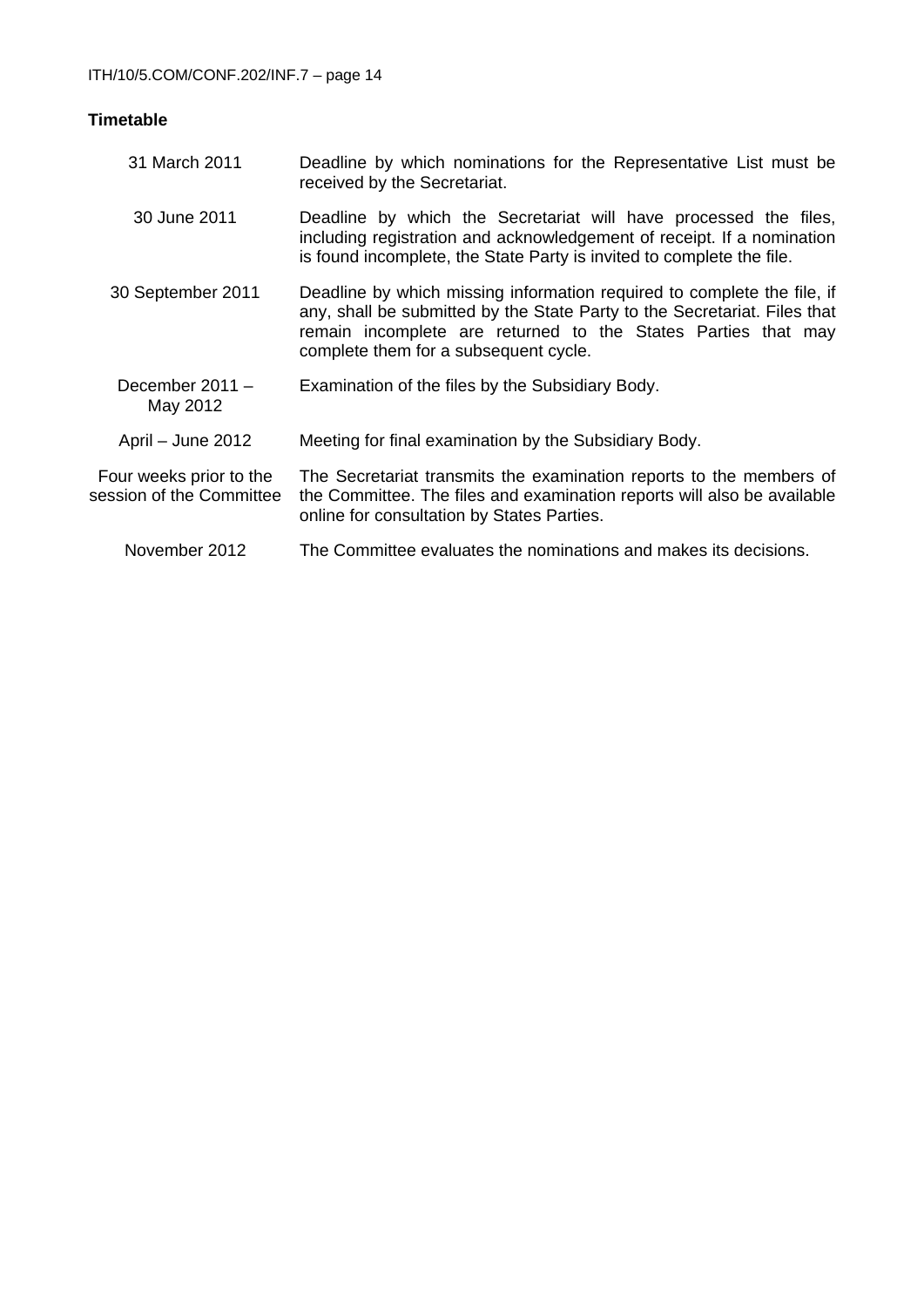**Timetable**

| | |
|---|---|
| 31 March 2011 | Deadline by which nominations for the Representative List must be received by the Secretariat. |
| 30 June 2011 | Deadline by which the Secretariat will have processed the files, including registration and acknowledgement of receipt. If a nomination is found incomplete, the State Party is invited to complete the file. |
| 30 September 2011 | Deadline by which missing information required to complete the file, if any, shall be submitted by the State Party to the Secretariat. Files that remain incomplete are returned to the States Parties that may complete them for a subsequent cycle. |
| December 2011 – May 2012 | Examination of the files by the Subsidiary Body. |
| April – June 2012 | Meeting for final examination by the Subsidiary Body. |
| Four weeks prior to the session of the Committee | The Secretariat transmits the examination reports to the members of the Committee. The files and examination reports will also be available online for consultation by States Parties. |
| November 2012 | The Committee evaluates the nominations and makes its decisions. |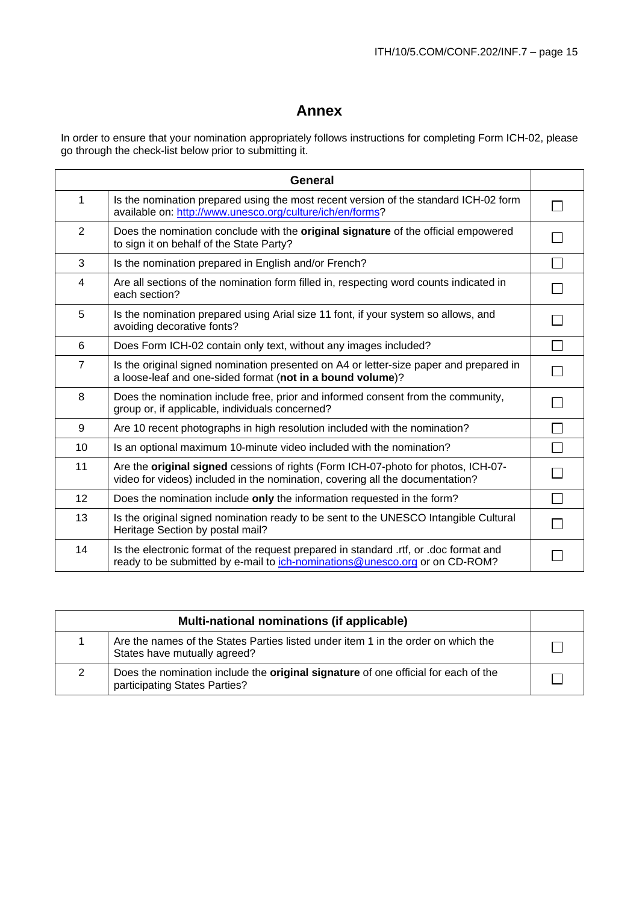# Annex

In order to ensure that your nomination appropriately follows instructions for completing Form ICH-02, please go through the check-list below prior to submitting it.

| | General | |
|---|---|---|
| 1 | Is the nomination prepared using the most recent version of the standard ICH-02 form available on: http://www.unesco.org/culture/ich/en/forms? | ☐ |
| 2 | Does the nomination conclude with the **original signature** of the official empowered to sign it on behalf of the State Party? | ☐ |
| 3 | Is the nomination prepared in English and/or French? | ☐ |
| 4 | Are all sections of the nomination form filled in, respecting word counts indicated in each section? | ☐ |
| 5 | Is the nomination prepared using Arial size 11 font, if your system so allows, and avoiding decorative fonts? | ☐ |
| 6 | Does Form ICH-02 contain only text, without any images included? | ☐ |
| 7 | Is the original signed nomination presented on A4 or letter-size paper and prepared in a loose-leaf and one-sided format (**not in a bound volume**)? | ☐ |
| 8 | Does the nomination include free, prior and informed consent from the community, group or, if applicable, individuals concerned? | ☐ |
| 9 | Are 10 recent photographs in high resolution included with the nomination? | ☐ |
| 10 | Is an optional maximum 10-minute video included with the nomination? | ☐ |
| 11 | Are the **original signed** cessions of rights (Form ICH-07-photo for photos, ICH-07-video for videos) included in the nomination, covering all the documentation? | ☐ |
| 12 | Does the nomination include **only** the information requested in the form? | ☐ |
| 13 | Is the original signed nomination ready to be sent to the UNESCO Intangible Cultural Heritage Section by postal mail? | ☐ |
| 14 | Is the electronic format of the request prepared in standard .rtf, or .doc format and ready to be submitted by e-mail to ich-nominations@unesco.org or on CD-ROM? | ☐ |

| | Multi-national nominations (if applicable) | |
|---|---|---|
| 1 | Are the names of the States Parties listed under item 1 in the order on which the States have mutually agreed? | ☐ |
| 2 | Does the nomination include the **original signature** of one official for each of the participating States Parties? | ☐ |